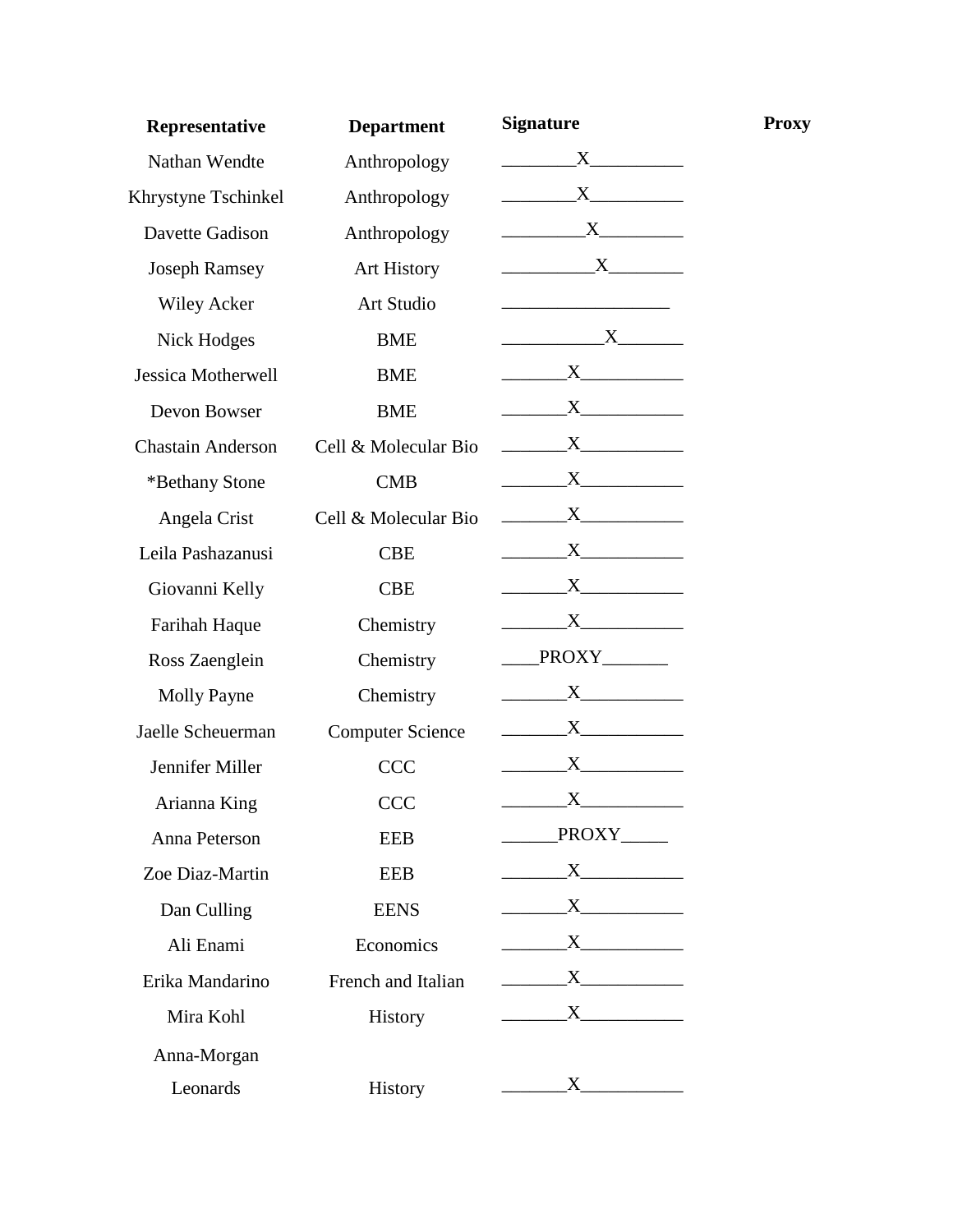| Representative | Department | Signature | Proxy |
| --- | --- | --- | --- |
| Nathan Wendte | Anthropology | X | |
| Khrystyne Tschinkel | Anthropology | X | |
| Davette Gadison | Anthropology | X | |
| Joseph Ramsey | Art History | X | |
| Wiley Acker | Art Studio | | |
| Nick Hodges | BME | X | |
| Jessica Motherwell | BME | X | |
| Devon Bowser | BME | X | |
| Chastain Anderson | Cell & Molecular Bio | X | |
| *Bethany Stone | CMB | X | |
| Angela Crist | Cell & Molecular Bio | X | |
| Leila Pashazanusi | CBE | X | |
| Giovanni Kelly | CBE | X | |
| Farihah Haque | Chemistry | X | |
| Ross Zaenglein | Chemistry | PROXY | |
| Molly Payne | Chemistry | X | |
| Jaelle Scheuerman | Computer Science | X | |
| Jennifer Miller | CCC | X | |
| Arianna King | CCC | X | |
| Anna Peterson | EEB | PROXY | |
| Zoe Diaz-Martin | EEB | X | |
| Dan Culling | EENS | X | |
| Ali Enami | Economics | X | |
| Erika Mandarino | French and Italian | X | |
| Mira Kohl | History | X | |
| Anna-Morgan Leonards | History | X | |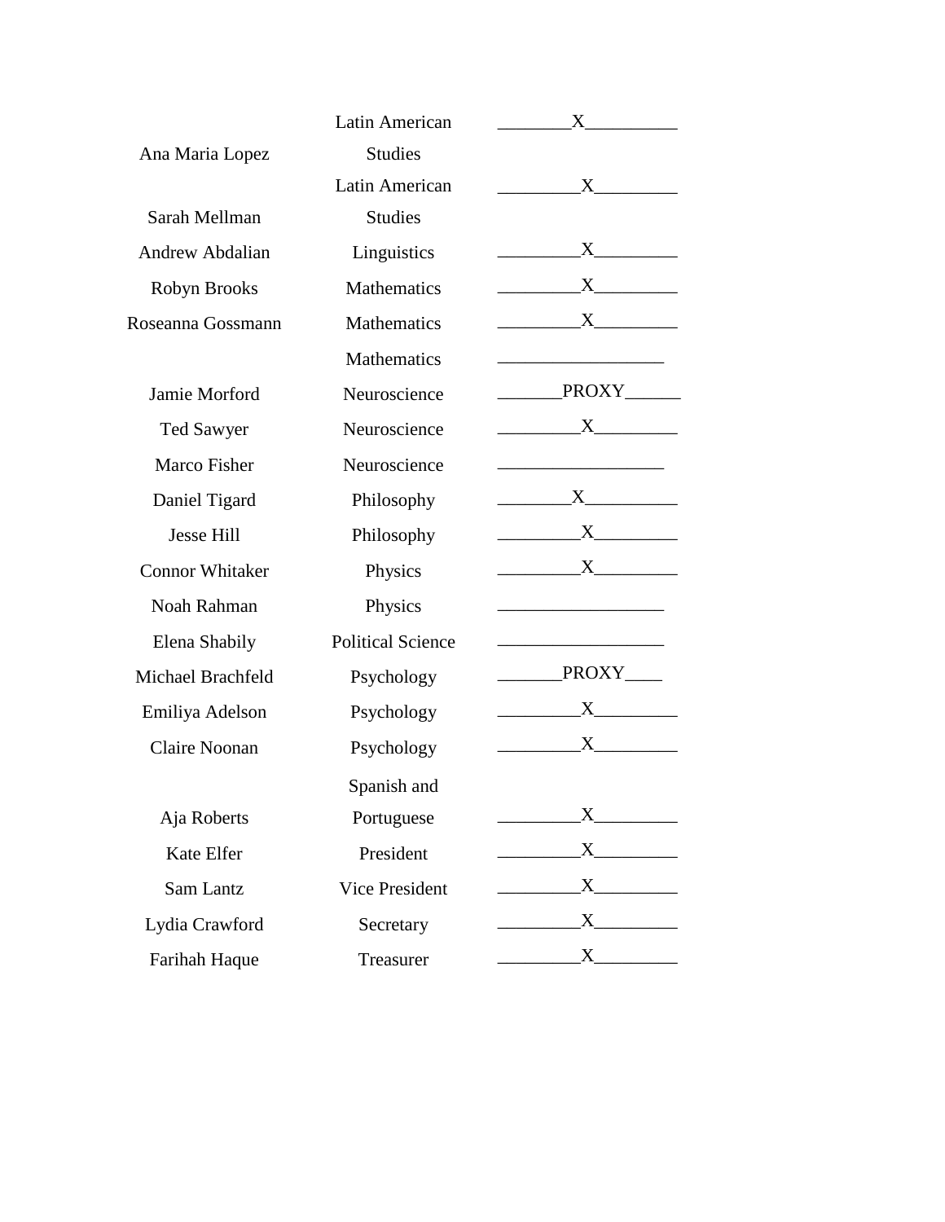| | | |
|---|---|---|
| Ana Maria Lopez | Latin American Studies | ________X__________ |
| Sarah Mellman | Latin American Studies | _________X_________ |
| Andrew Abdalian | Linguistics | _________X_________ |
| Robyn Brooks | Mathematics | _________X_________ |
| Roseanna Gossmann | Mathematics | _________X_________ |
| | Mathematics | __________________ |
| Jamie Morford | Neuroscience | _______PROXY______ |
| Ted Sawyer | Neuroscience | _________X_________ |
| Marco Fisher | Neuroscience | __________________ |
| Daniel Tigard | Philosophy | ________X__________ |
| Jesse Hill | Philosophy | _________X_________ |
| Connor Whitaker | Physics | _________X_________ |
| Noah Rahman | Physics | __________________ |
| Elena Shabily | Political Science | __________________ |
| Michael Brachfeld | Psychology | _______PROXY____ |
| Emiliya Adelson | Psychology | _________X_________ |
| Claire Noonan | Psychology | _________X_________ |
| Aja Roberts | Spanish and Portuguese | _________X_________ |
| Kate Elfer | President | _________X_________ |
| Sam Lantz | Vice President | _________X_________ |
| Lydia Crawford | Secretary | _________X_________ |
| Farihah Haque | Treasurer | _________X_________ |